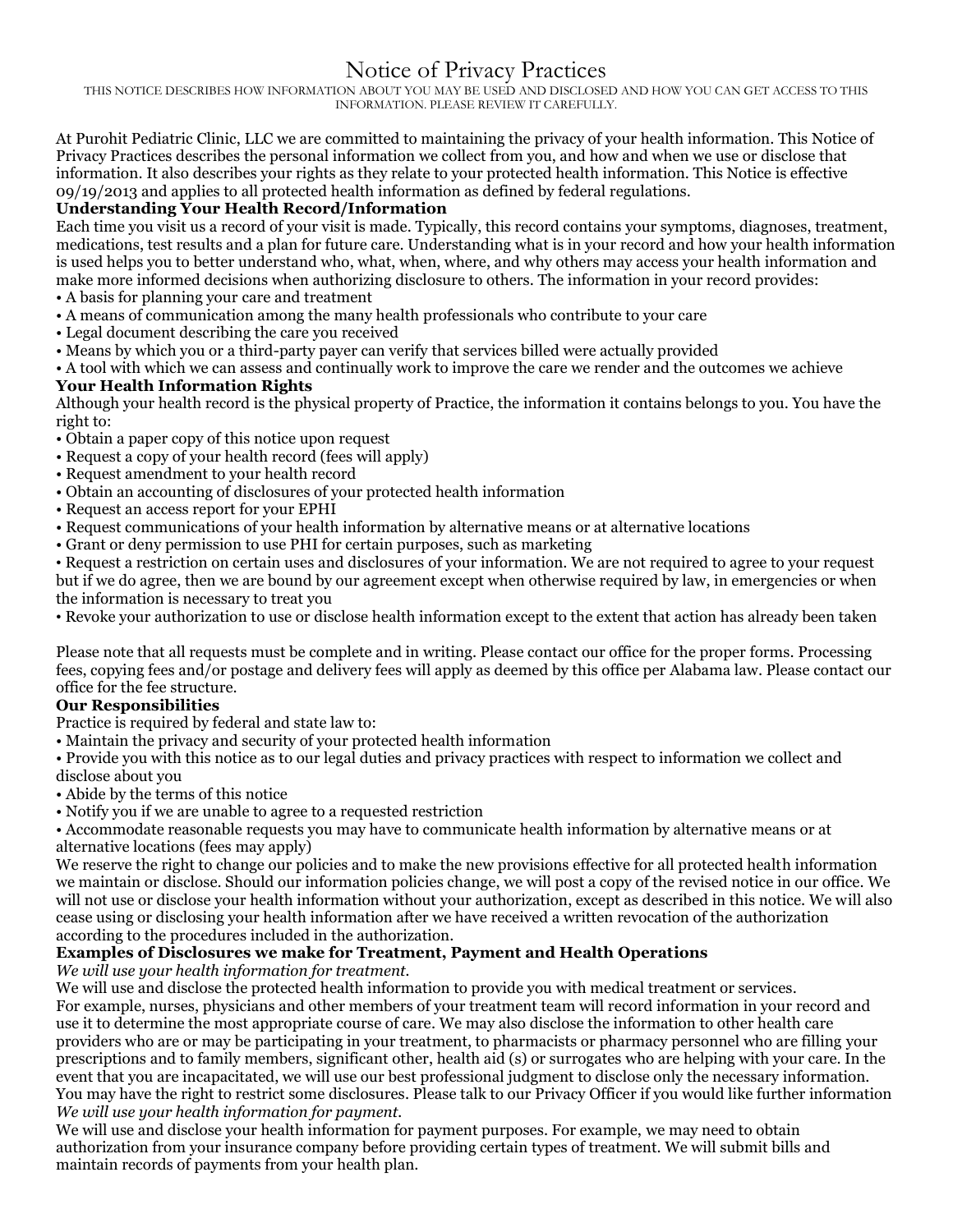# Notice of Privacy Practices

THIS NOTICE DESCRIBES HOW INFORMATION ABOUT YOU MAY BE USED AND DISCLOSED AND HOW YOU CAN GET ACCESS TO THIS INFORMATION. PLEASE REVIEW IT CAREFULLY.

At Purohit Pediatric Clinic, LLC we are committed to maintaining the privacy of your health information. This Notice of Privacy Practices describes the personal information we collect from you, and how and when we use or disclose that information. It also describes your rights as they relate to your protected health information. This Notice is effective 09/19/2013 and applies to all protected health information as defined by federal regulations.

**Understanding Your Health Record/Information**

Each time you visit us a record of your visit is made. Typically, this record contains your symptoms, diagnoses, treatment, medications, test results and a plan for future care. Understanding what is in your record and how your health information is used helps you to better understand who, what, when, where, and why others may access your health information and make more informed decisions when authorizing disclosure to others. The information in your record provides:

- A basis for planning your care and treatment
- A means of communication among the many health professionals who contribute to your care
- Legal document describing the care you received
- Means by which you or a third-party payer can verify that services billed were actually provided
- A tool with which we can assess and continually work to improve the care we render and the outcomes we achieve

**Your Health Information Rights**

Although your health record is the physical property of Practice, the information it contains belongs to you. You have the right to:

- Obtain a paper copy of this notice upon request
- Request a copy of your health record (fees will apply)
- Request amendment to your health record
- Obtain an accounting of disclosures of your protected health information
- Request an access report for your EPHI
- Request communications of your health information by alternative means or at alternative locations
- Grant or deny permission to use PHI for certain purposes, such as marketing
- Request a restriction on certain uses and disclosures of your information. We are not required to agree to your request but if we do agree, then we are bound by our agreement except when otherwise required by law, in emergencies or when the information is necessary to treat you
- Revoke your authorization to use or disclose health information except to the extent that action has already been taken

Please note that all requests must be complete and in writing. Please contact our office for the proper forms. Processing fees, copying fees and/or postage and delivery fees will apply as deemed by this office per Alabama law. Please contact our office for the fee structure.

**Our Responsibilities**

Practice is required by federal and state law to:

- Maintain the privacy and security of your protected health information
- Provide you with this notice as to our legal duties and privacy practices with respect to information we collect and disclose about you
- Abide by the terms of this notice
- Notify you if we are unable to agree to a requested restriction
- Accommodate reasonable requests you may have to communicate health information by alternative means or at alternative locations (fees may apply)

We reserve the right to change our policies and to make the new provisions effective for all protected health information we maintain or disclose. Should our information policies change, we will post a copy of the revised notice in our office. We will not use or disclose your health information without your authorization, except as described in this notice. We will also cease using or disclosing your health information after we have received a written revocation of the authorization according to the procedures included in the authorization.

**Examples of Disclosures we make for Treatment, Payment and Health Operations**

*We will use your health information for treatment.*

We will use and disclose the protected health information to provide you with medical treatment or services. For example, nurses, physicians and other members of your treatment team will record information in your record and use it to determine the most appropriate course of care. We may also disclose the information to other health care providers who are or may be participating in your treatment, to pharmacists or pharmacy personnel who are filling your prescriptions and to family members, significant other, health aid (s) or surrogates who are helping with your care. In the event that you are incapacitated, we will use our best professional judgment to disclose only the necessary information. You may have the right to restrict some disclosures. Please talk to our Privacy Officer if you would like further information

*We will use your health information for payment.*

We will use and disclose your health information for payment purposes. For example, we may need to obtain authorization from your insurance company before providing certain types of treatment. We will submit bills and maintain records of payments from your health plan.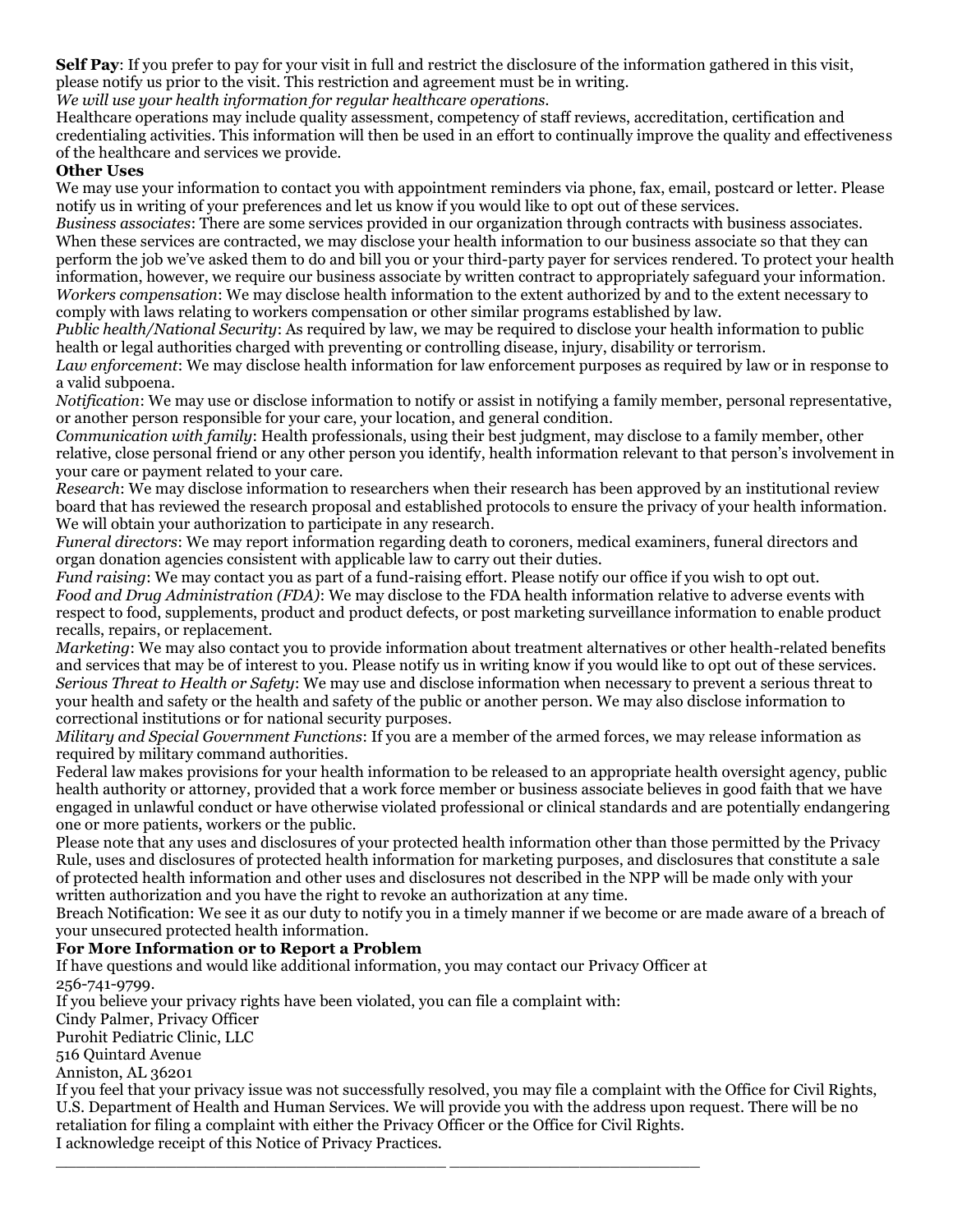**Self Pay**: If you prefer to pay for your visit in full and restrict the disclosure of the information gathered in this visit, please notify us prior to the visit. This restriction and agreement must be in writing.

*We will use your health information for regular healthcare operations.*

Healthcare operations may include quality assessment, competency of staff reviews, accreditation, certification and credentialing activities. This information will then be used in an effort to continually improve the quality and effectiveness of the healthcare and services we provide.

**Other Uses**

We may use your information to contact you with appointment reminders via phone, fax, email, postcard or letter. Please notify us in writing of your preferences and let us know if you would like to opt out of these services.

*Business associates*: There are some services provided in our organization through contracts with business associates. When these services are contracted, we may disclose your health information to our business associate so that they can perform the job we've asked them to do and bill you or your third-party payer for services rendered. To protect your health information, however, we require our business associate by written contract to appropriately safeguard your information.

*Workers compensation*: We may disclose health information to the extent authorized by and to the extent necessary to comply with laws relating to workers compensation or other similar programs established by law.

*Public health/National Security*: As required by law, we may be required to disclose your health information to public health or legal authorities charged with preventing or controlling disease, injury, disability or terrorism.

*Law enforcement*: We may disclose health information for law enforcement purposes as required by law or in response to a valid subpoena.

*Notification*: We may use or disclose information to notify or assist in notifying a family member, personal representative, or another person responsible for your care, your location, and general condition.

*Communication with family*: Health professionals, using their best judgment, may disclose to a family member, other relative, close personal friend or any other person you identify, health information relevant to that person's involvement in your care or payment related to your care.

*Research*: We may disclose information to researchers when their research has been approved by an institutional review board that has reviewed the research proposal and established protocols to ensure the privacy of your health information. We will obtain your authorization to participate in any research.

*Funeral directors*: We may report information regarding death to coroners, medical examiners, funeral directors and organ donation agencies consistent with applicable law to carry out their duties.

*Fund raising*: We may contact you as part of a fund-raising effort. Please notify our office if you wish to opt out.

*Food and Drug Administration (FDA)*: We may disclose to the FDA health information relative to adverse events with respect to food, supplements, product and product defects, or post marketing surveillance information to enable product recalls, repairs, or replacement.

*Marketing*: We may also contact you to provide information about treatment alternatives or other health-related benefits and services that may be of interest to you. Please notify us in writing know if you would like to opt out of these services.

*Serious Threat to Health or Safety*: We may use and disclose information when necessary to prevent a serious threat to your health and safety or the health and safety of the public or another person. We may also disclose information to correctional institutions or for national security purposes.

*Military and Special Government Functions*: If you are a member of the armed forces, we may release information as required by military command authorities.

Federal law makes provisions for your health information to be released to an appropriate health oversight agency, public health authority or attorney, provided that a work force member or business associate believes in good faith that we have engaged in unlawful conduct or have otherwise violated professional or clinical standards and are potentially endangering one or more patients, workers or the public.

Please note that any uses and disclosures of your protected health information other than those permitted by the Privacy Rule, uses and disclosures of protected health information for marketing purposes, and disclosures that constitute a sale of protected health information and other uses and disclosures not described in the NPP will be made only with your written authorization and you have the right to revoke an authorization at any time.

Breach Notification: We see it as our duty to notify you in a timely manner if we become or are made aware of a breach of your unsecured protected health information.

**For More Information or to Report a Problem**

If have questions and would like additional information, you may contact our Privacy Officer at 256-741-9799.

If you believe your privacy rights have been violated, you can file a complaint with:

Cindy Palmer, Privacy Officer
Purohit Pediatric Clinic, LLC
516 Quintard Avenue
Anniston, AL 36201

If you feel that your privacy issue was not successfully resolved, you may file a complaint with the Office for Civil Rights, U.S. Department of Health and Human Services. We will provide you with the address upon request. There will be no retaliation for filing a complaint with either the Privacy Officer or the Office for Civil Rights.

I acknowledge receipt of this Notice of Privacy Practices.

\_\_\_\_\_\_\_\_\_\_\_\_\_\_\_\_\_\_\_\_\_\_\_\_\_\_\_\_\_\_\_\_\_\_\_\_\_\_\_\_\_\_ \_\_\_\_\_\_\_\_\_\_\_\_\_\_\_\_\_\_\_\_\_\_\_\_\_\_\_\_